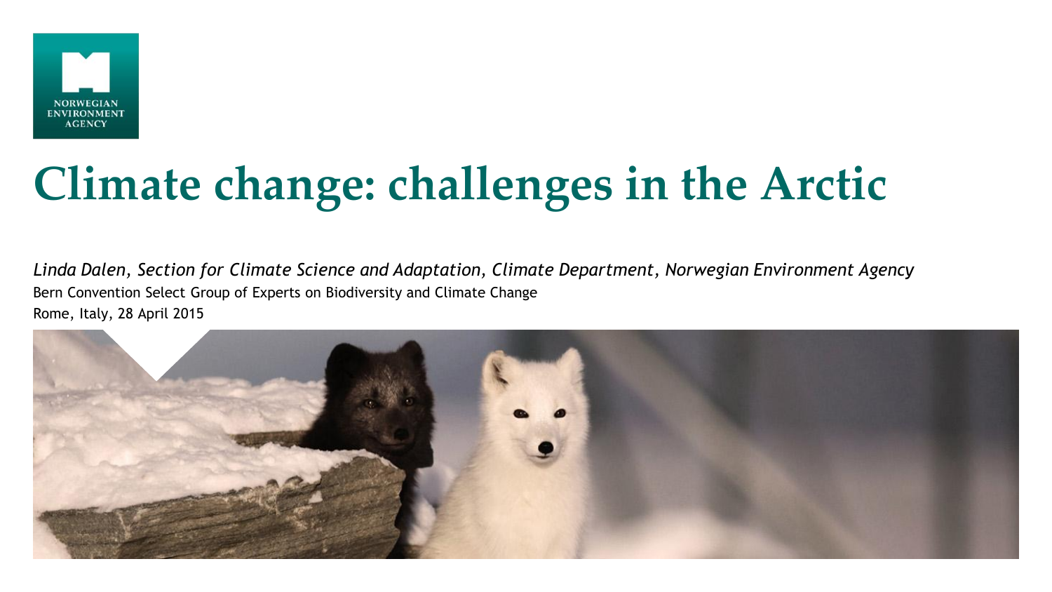NORWEGIAN ENVIRONMENT AGENCY

# Climate change: challenges in the Arctic

*Linda Dalen, Section for Climate Science and Adaptation, Climate Department, Norwegian Environment Agency*

Bern Convention Select Group of Experts on Biodiversity and Climate Change

Rome, Italy, 28 April 2015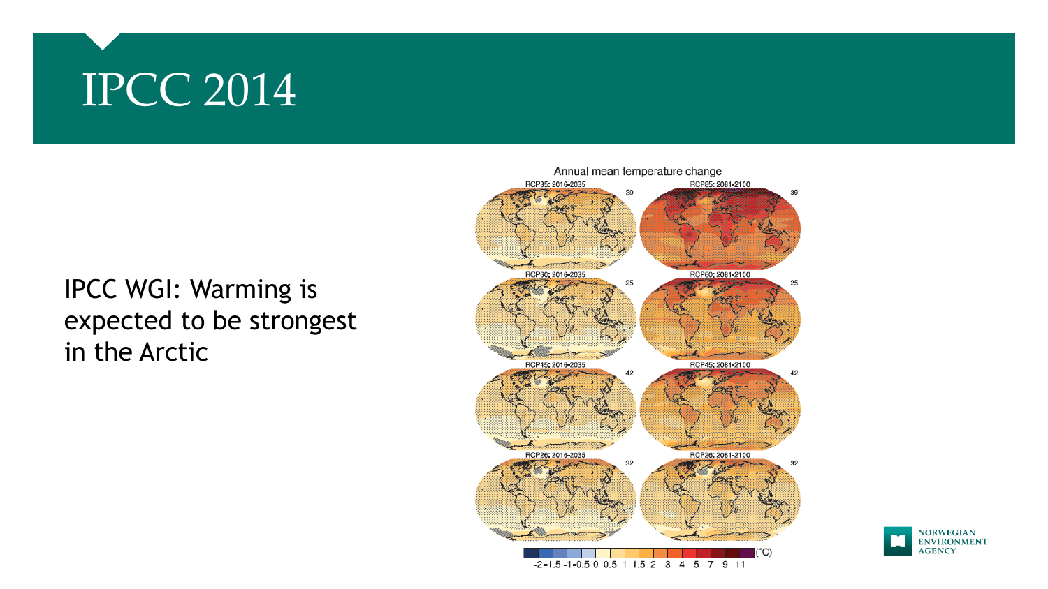# IPCC 2014

IPCC WGI: Warming is expected to be strongest in the Arctic

Annual mean temperature change

RCP85: 2016-2035 | RCP85: 2081-2100

RCP60: 2016-2035 | RCP60: 2081-2100

RCP45: 2016-2035 | RCP45: 2081-2100

RCP26: 2016-2035 | RCP26: 2081-2100

-2 -1.5 -1 -0.5 0 0.5 1 1.5 2 3 4 5 7 9 11 (°C)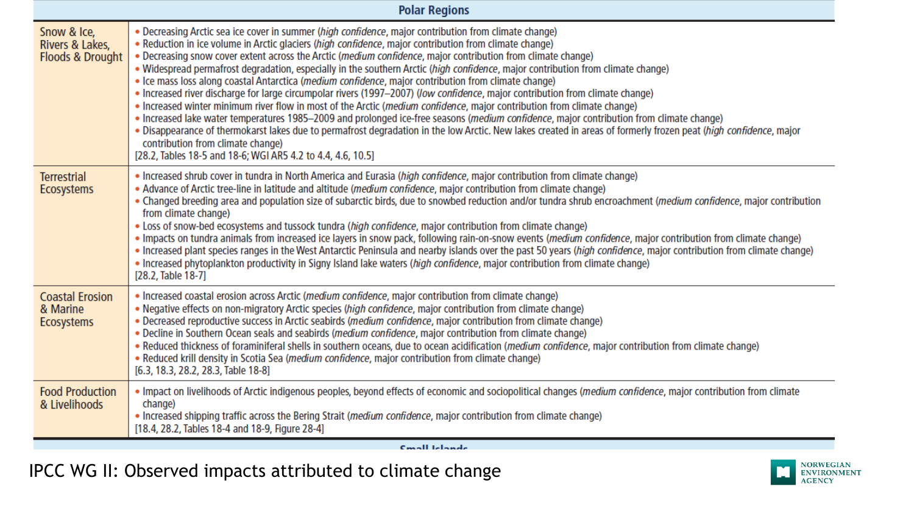| Polar Regions | |
|---|---|
| Snow & Ice, Rivers & Lakes, Floods & Drought | • Decreasing Arctic sea ice cover in summer (*high confidence*, major contribution from climate change)<br>• Reduction in ice volume in Arctic glaciers (*high confidence*, major contribution from climate change)<br>• Decreasing snow cover extent across the Arctic (*medium confidence*, major contribution from climate change)<br>• Widespread permafrost degradation, especially in the southern Arctic (*high confidence*, major contribution from climate change)<br>• Ice mass loss along coastal Antarctica (*medium confidence*, major contribution from climate change)<br>• Increased river discharge for large circumpolar rivers (1997–2007) (*low confidence*, major contribution from climate change)<br>• Increased winter minimum river flow in most of the Arctic (*medium confidence*, major contribution from climate change)<br>• Increased lake water temperatures 1985–2009 and prolonged ice-free seasons (*medium confidence*, major contribution from climate change)<br>• Disappearance of thermokarst lakes due to permafrost degradation in the low Arctic. New lakes created in areas of formerly frozen peat (*high confidence*, major contribution from climate change)<br>[28.2, Tables 18-5 and 18-6; WGI AR5 4.2 to 4.4, 4.6, 10.5] |
| Terrestrial Ecosystems | • Increased shrub cover in tundra in North America and Eurasia (*high confidence*, major contribution from climate change)<br>• Advance of Arctic tree-line in latitude and altitude (*medium confidence*, major contribution from climate change)<br>• Changed breeding area and population size of subarctic birds, due to snowbed reduction and/or tundra shrub encroachment (*medium confidence*, major contribution from climate change)<br>• Loss of snow-bed ecosystems and tussock tundra (*high confidence*, major contribution from climate change)<br>• Impacts on tundra animals from increased ice layers in snow pack, following rain-on-snow events (*medium confidence*, major contribution from climate change)<br>• Increased plant species ranges in the West Antarctic Peninsula and nearby islands over the past 50 years (*high confidence*, major contribution from climate change)<br>• Increased phytoplankton productivity in Signy Island lake waters (*high confidence*, major contribution from climate change)<br>[28.2, Table 18-7] |
| Coastal Erosion & Marine Ecosystems | • Increased coastal erosion across Arctic (*medium confidence*, major contribution from climate change)<br>• Negative effects on non-migratory Arctic species (*high confidence*, major contribution from climate change)<br>• Decreased reproductive success in Arctic seabirds (*medium confidence*, major contribution from climate change)<br>• Decline in Southern Ocean seals and seabirds (*medium confidence*, major contribution from climate change)<br>• Reduced thickness of foraminiferal shells in southern oceans, due to ocean acidification (*medium confidence*, major contribution from climate change)<br>• Reduced krill density in Scotia Sea (*medium confidence*, major contribution from climate change)<br>[6.3, 18.3, 28.2, 28.3, Table 18-8] |
| Food Production & Livelihoods | • Impact on livelihoods of Arctic indigenous peoples, beyond effects of economic and sociopolitical changes (*medium confidence*, major contribution from climate change)<br>• Increased shipping traffic across the Bering Strait (*medium confidence*, major contribution from climate change)<br>[18.4, 28.2, Tables 18-4 and 18-9, Figure 28-4] |

IPCC WG II: Observed impacts attributed to climate change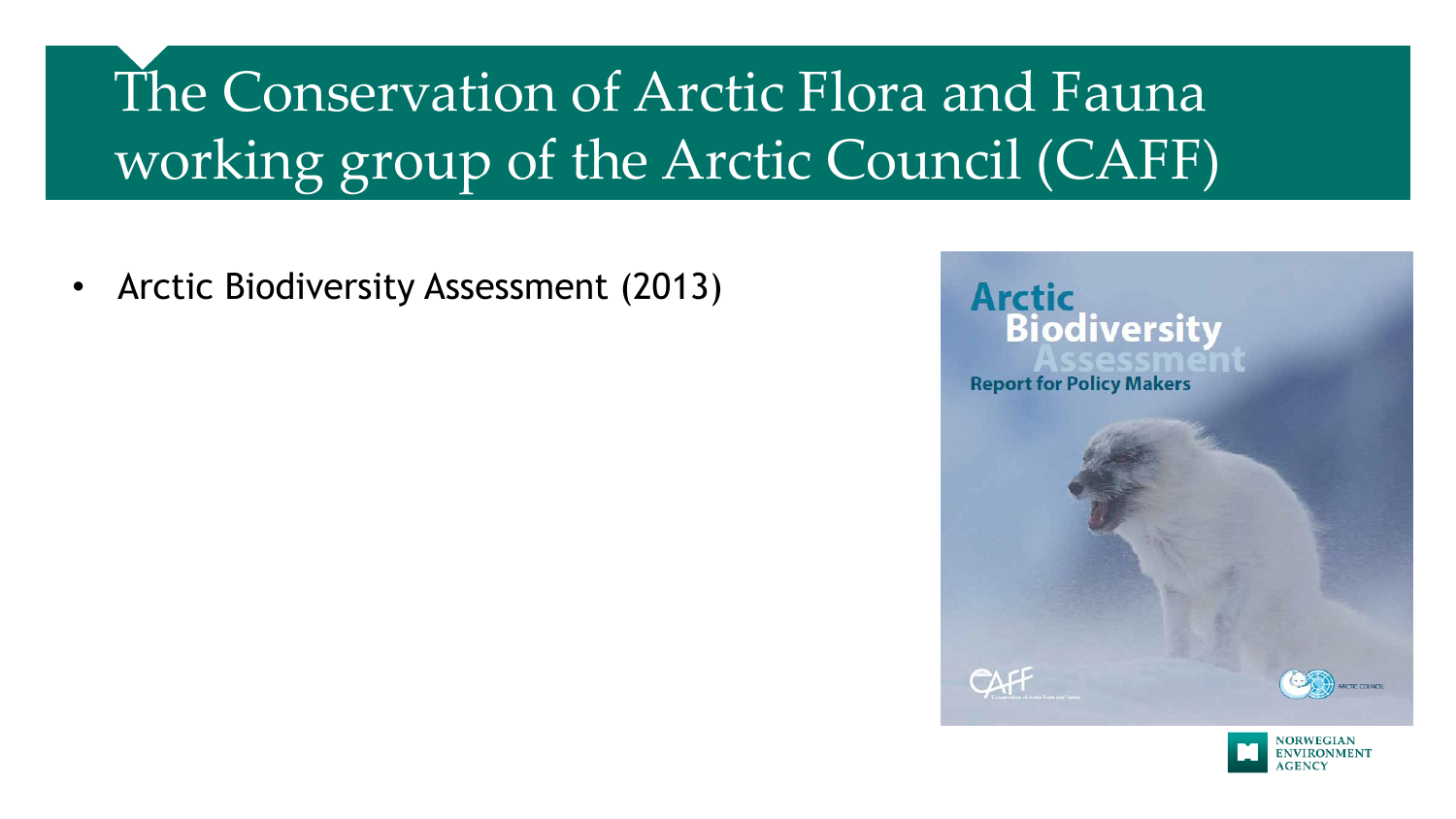# The Conservation of Arctic Flora and Fauna working group of the Arctic Council (CAFF)

- Arctic Biodiversity Assessment (2013)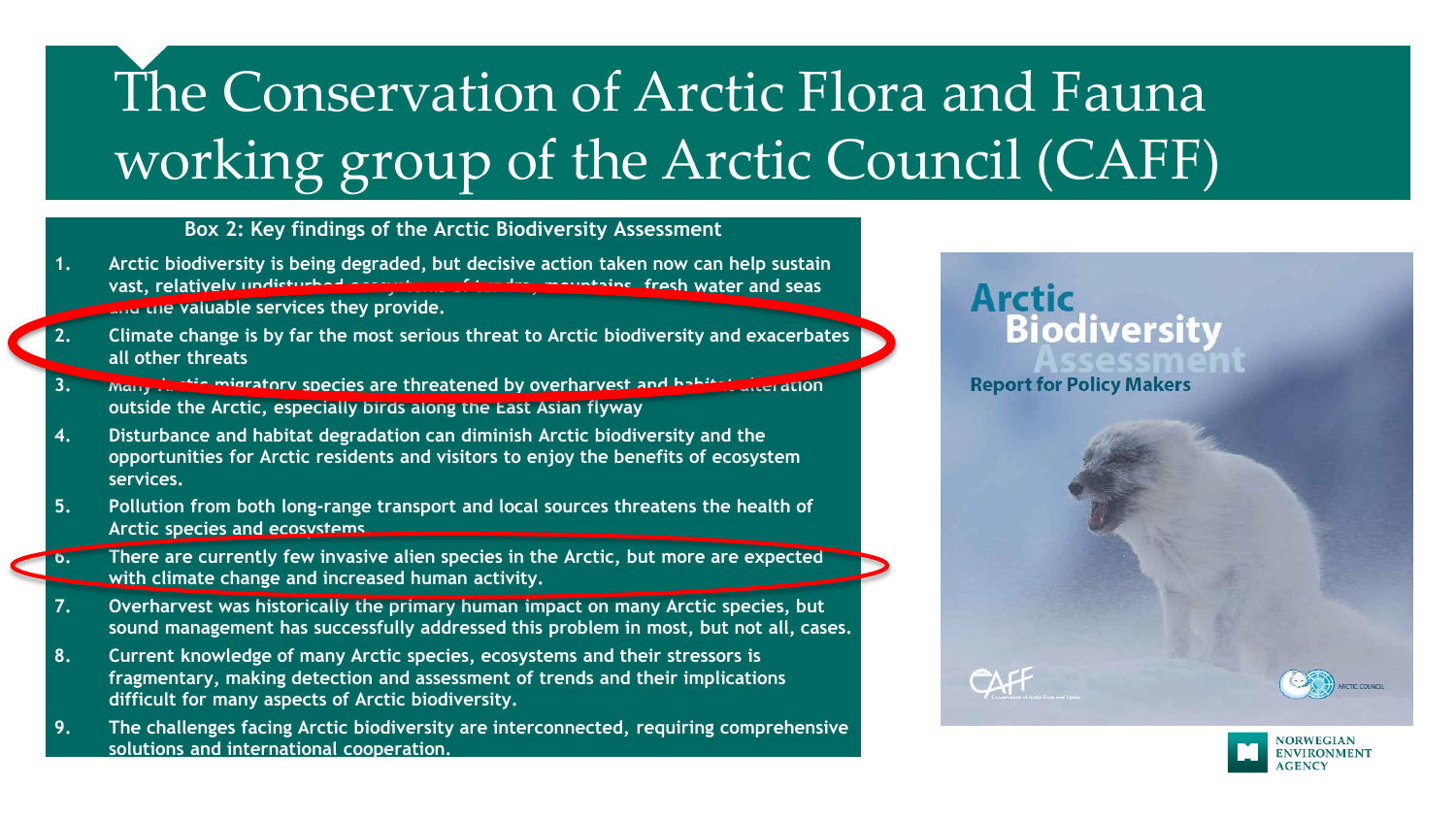# The Conservation of Arctic Flora and Fauna working group of the Arctic Council (CAFF)

**Box 2: Key findings of the Arctic Biodiversity Assessment**

1. Arctic biodiversity is being degraded, but decisive action taken now can help sustain vast, relatively undisturbed ecosystems of tundra, mountains, fresh water and seas and the valuable services they provide.
2. Climate change is by far the most serious threat to Arctic biodiversity and exacerbates all other threats
3. Many Arctic migratory species are threatened by overharvest and habitat alteration outside the Arctic, especially birds along the East Asian flyway
4. Disturbance and habitat degradation can diminish Arctic biodiversity and the opportunities for Arctic residents and visitors to enjoy the benefits of ecosystem services.
5. Pollution from both long-range transport and local sources threatens the health of Arctic species and ecosystems.
6. There are currently few invasive alien species in the Arctic, but more are expected with climate change and increased human activity.
7. Overharvest was historically the primary human impact on many Arctic species, but sound management has successfully addressed this problem in most, but not all, cases.
8. Current knowledge of many Arctic species, ecosystems and their stressors is fragmentary, making detection and assessment of trends and their implications difficult for many aspects of Arctic biodiversity.
9. The challenges facing Arctic biodiversity are interconnected, requiring comprehensive solutions and international cooperation.

Arctic Biodiversity Assessment

Report for Policy Makers

CAFF

ARCTIC COUNCIL

NORWEGIAN ENVIRONMENT AGENCY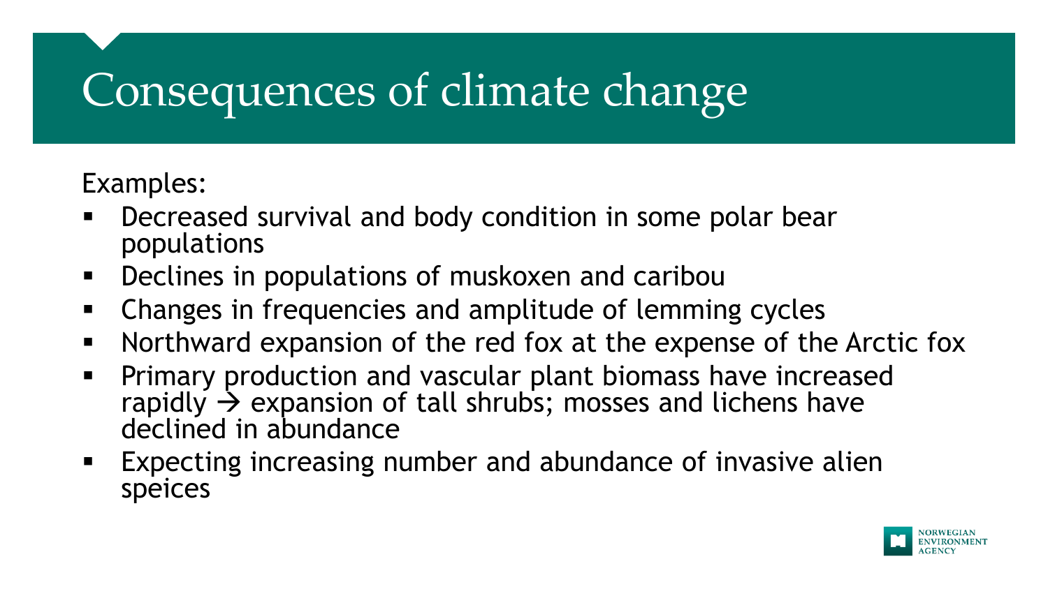# Consequences of climate change

Examples:

- Decreased survival and body condition in some polar bear populations
- Declines in populations of muskoxen and caribou
- Changes in frequencies and amplitude of lemming cycles
- Northward expansion of the red fox at the expense of the Arctic fox
- Primary production and vascular plant biomass have increased rapidly → expansion of tall shrubs; mosses and lichens have declined in abundance
- Expecting increasing number and abundance of invasive alien speices

NORWEGIAN ENVIRONMENT AGENCY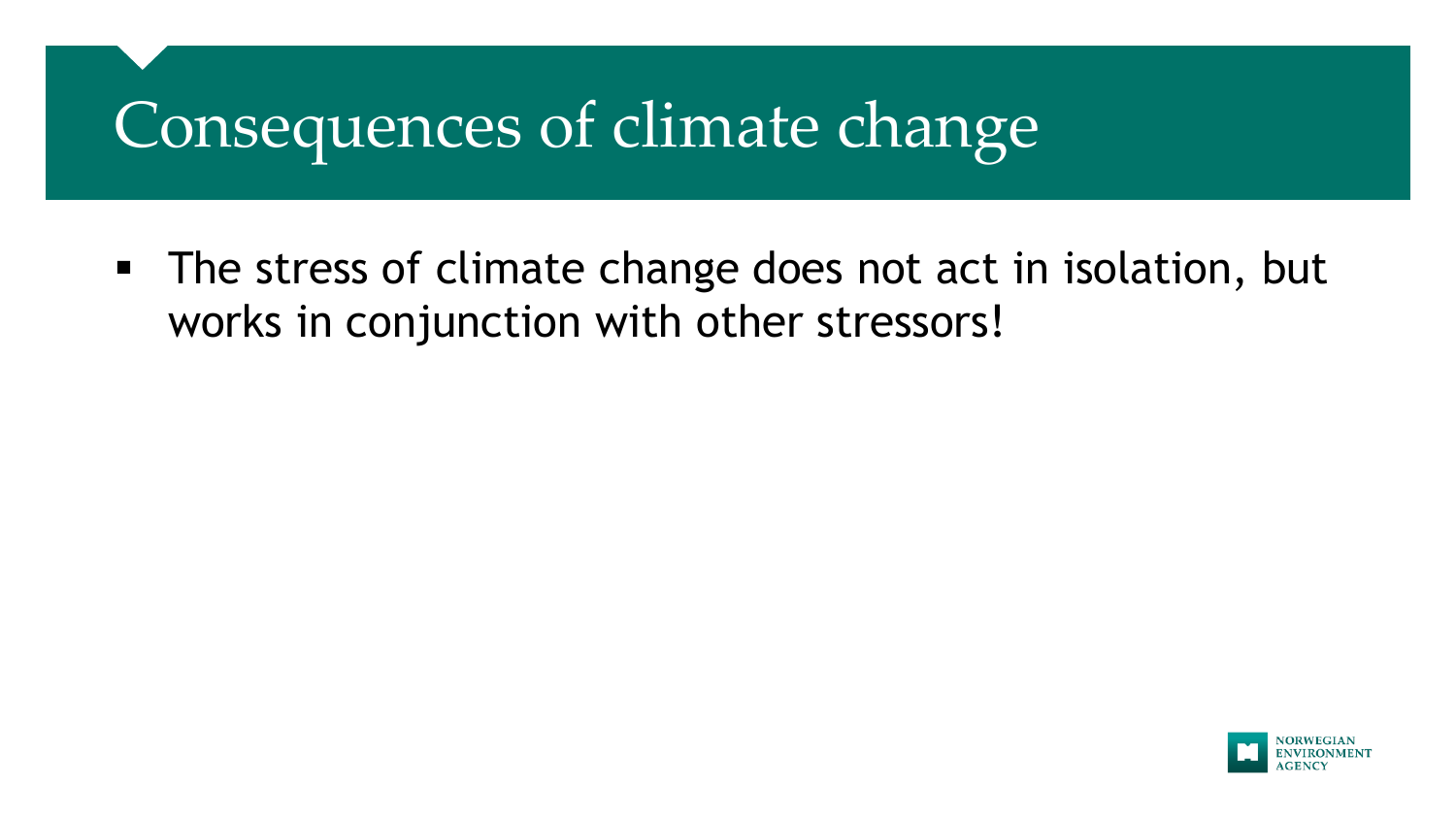# Consequences of climate change

- The stress of climate change does not act in isolation, but works in conjunction with other stressors!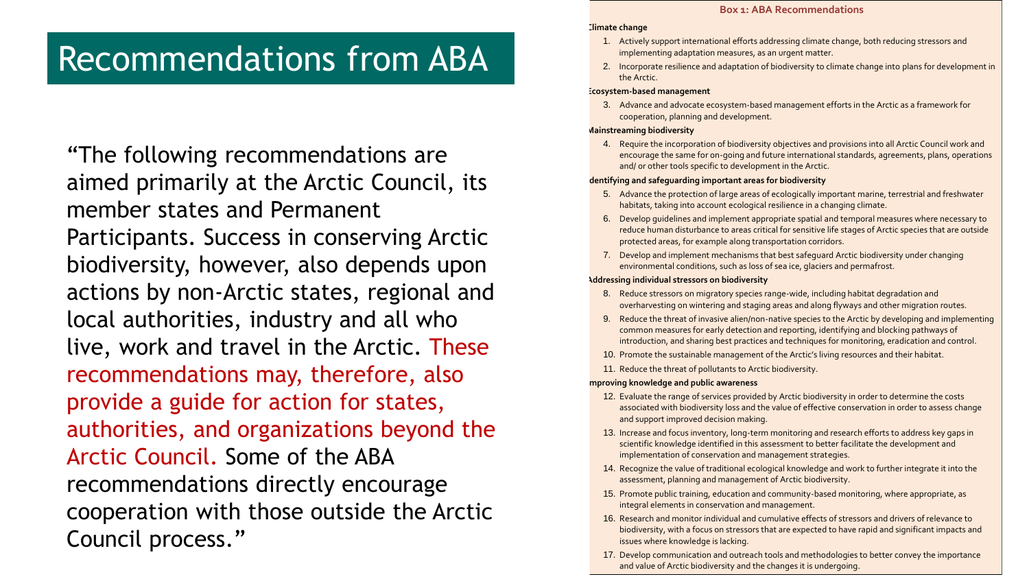# Recommendations from ABA

"The following recommendations are aimed primarily at the Arctic Council, its member states and Permanent Participants. Success in conserving Arctic biodiversity, however, also depends upon actions by non-Arctic states, regional and local authorities, industry and all who live, work and travel in the Arctic. These recommendations may, therefore, also provide a guide for action for states, authorities, and organizations beyond the Arctic Council. Some of the ABA recommendations directly encourage cooperation with those outside the Arctic Council process."

**Box 1: ABA Recommendations**

**Climate change**

1. Actively support international efforts addressing climate change, both reducing stressors and implementing adaptation measures, as an urgent matter.
2. Incorporate resilience and adaptation of biodiversity to climate change into plans for development in the Arctic.

**Ecosystem-based management**

3. Advance and advocate ecosystem-based management efforts in the Arctic as a framework for cooperation, planning and development.

**Mainstreaming biodiversity**

4. Require the incorporation of biodiversity objectives and provisions into all Arctic Council work and encourage the same for on-going and future international standards, agreements, plans, operations and/ or other tools specific to development in the Arctic.

**Identifying and safeguarding important areas for biodiversity**

5. Advance the protection of large areas of ecologically important marine, terrestrial and freshwater habitats, taking into account ecological resilience in a changing climate.
6. Develop guidelines and implement appropriate spatial and temporal measures where necessary to reduce human disturbance to areas critical for sensitive life stages of Arctic species that are outside protected areas, for example along transportation corridors.
7. Develop and implement mechanisms that best safeguard Arctic biodiversity under changing environmental conditions, such as loss of sea ice, glaciers and permafrost.

**Addressing individual stressors on biodiversity**

8. Reduce stressors on migratory species range-wide, including habitat degradation and overharvesting on wintering and staging areas and along flyways and other migration routes.
9. Reduce the threat of invasive alien/non-native species to the Arctic by developing and implementing common measures for early detection and reporting, identifying and blocking pathways of introduction, and sharing best practices and techniques for monitoring, eradication and control.
10. Promote the sustainable management of the Arctic's living resources and their habitat.
11. Reduce the threat of pollutants to Arctic biodiversity.

**Improving knowledge and public awareness**

12. Evaluate the range of services provided by Arctic biodiversity in order to determine the costs associated with biodiversity loss and the value of effective conservation in order to assess change and support improved decision making.
13. Increase and focus inventory, long-term monitoring and research efforts to address key gaps in scientific knowledge identified in this assessment to better facilitate the development and implementation of conservation and management strategies.
14. Recognize the value of traditional ecological knowledge and work to further integrate it into the assessment, planning and management of Arctic biodiversity.
15. Promote public training, education and community-based monitoring, where appropriate, as integral elements in conservation and management.
16. Research and monitor individual and cumulative effects of stressors and drivers of relevance to biodiversity, with a focus on stressors that are expected to have rapid and significant impacts and issues where knowledge is lacking.
17. Develop communication and outreach tools and methodologies to better convey the importance and value of Arctic biodiversity and the changes it is undergoing.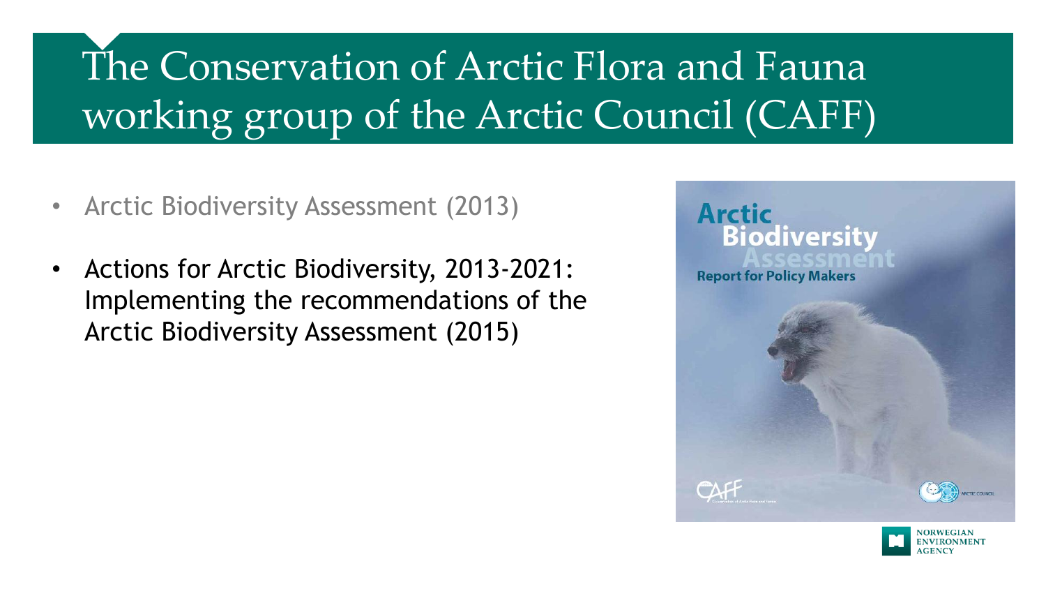# The Conservation of Arctic Flora and Fauna working group of the Arctic Council (CAFF)

- Arctic Biodiversity Assessment (2013)
- Actions for Arctic Biodiversity, 2013-2021: Implementing the recommendations of the Arctic Biodiversity Assessment (2015)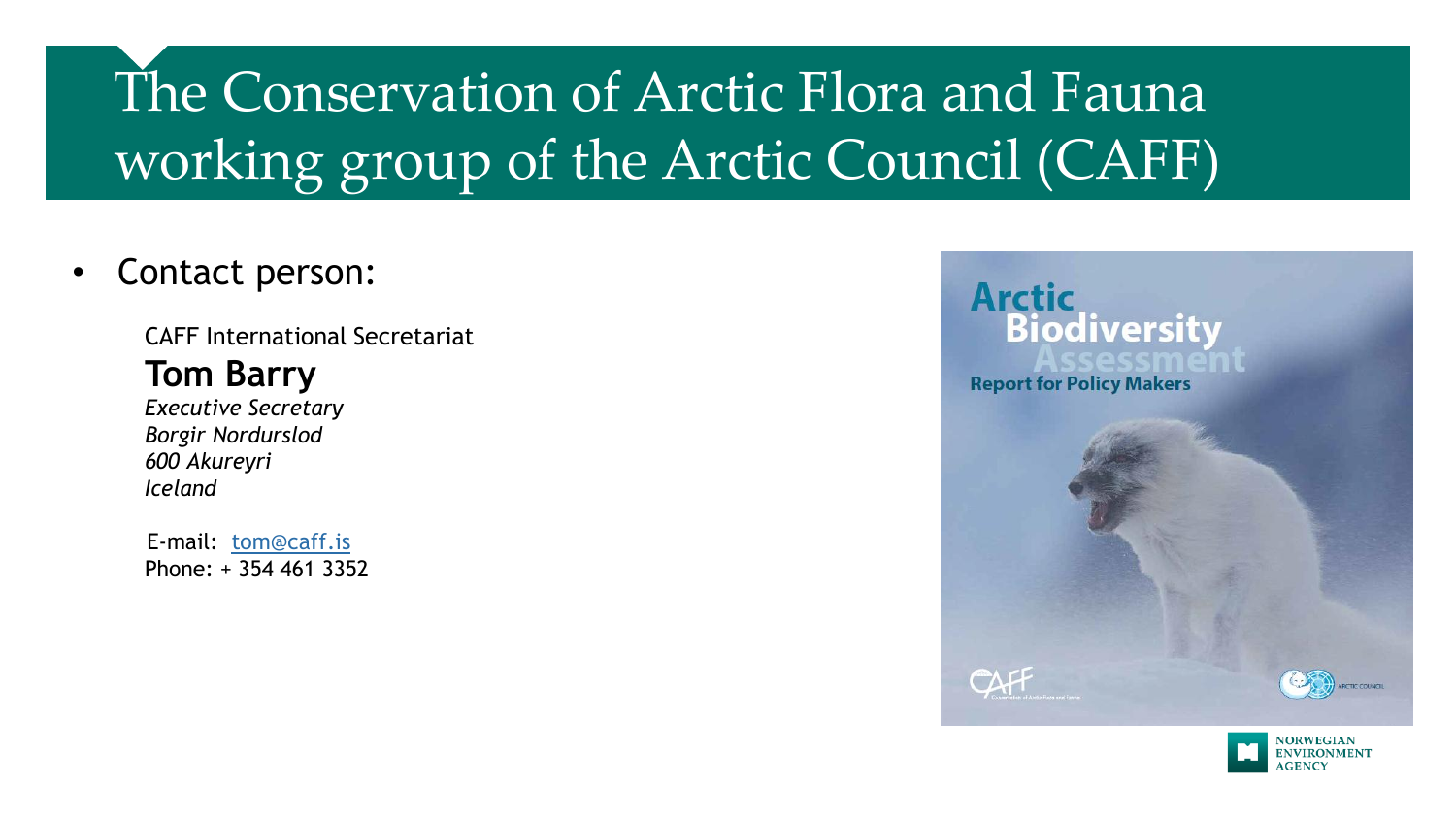# The Conservation of Arctic Flora and Fauna working group of the Arctic Council (CAFF)

- Contact person:

CAFF International Secretariat

**Tom Barry**

*Executive Secretary*
*Borgir Nordurslod*
*600 Akureyri*
*Iceland*

E-mail: tom@caff.is
Phone: + 354 461 3352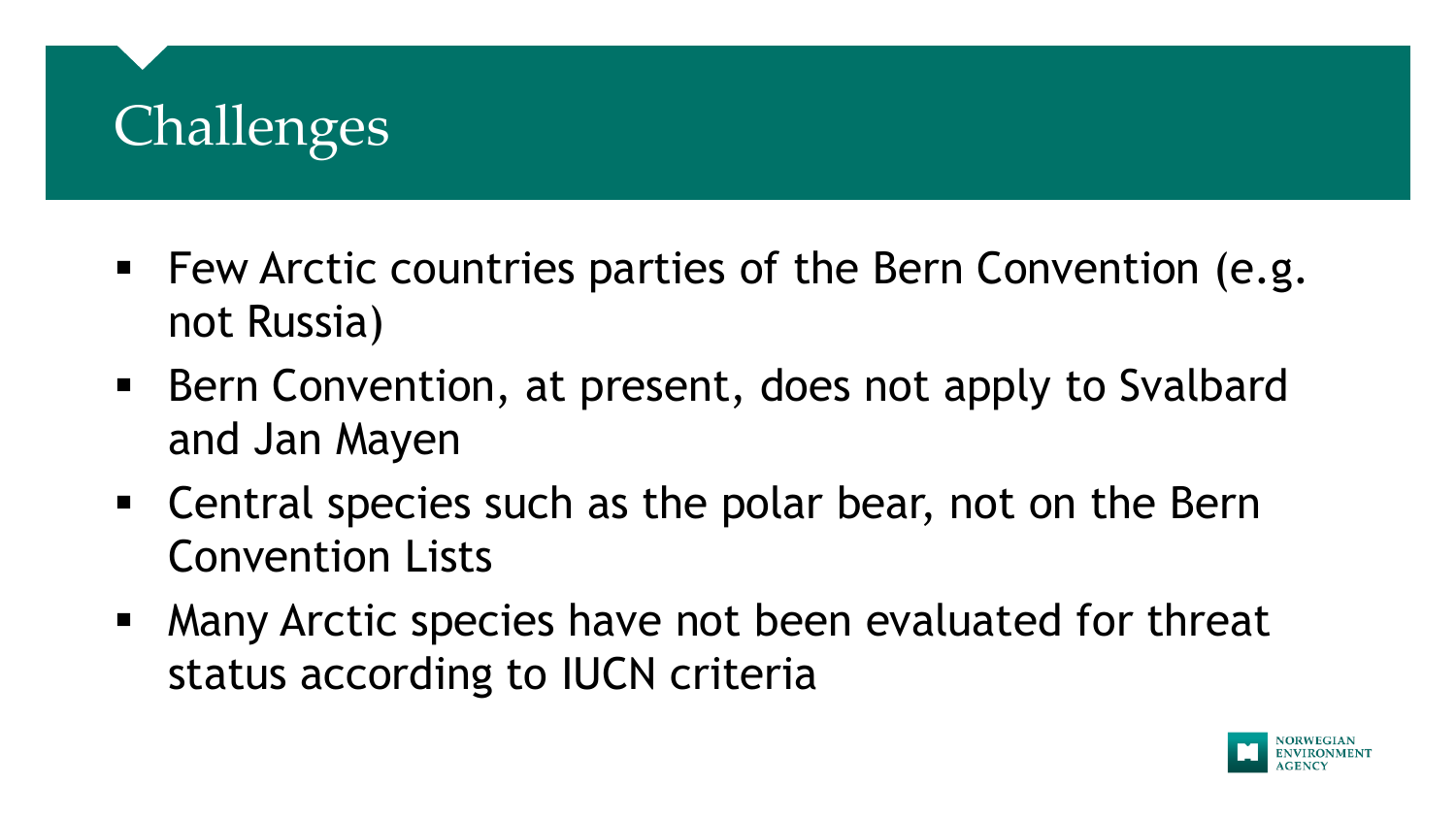# Challenges

- Few Arctic countries parties of the Bern Convention (e.g. not Russia)
- Bern Convention, at present, does not apply to Svalbard and Jan Mayen
- Central species such as the polar bear, not on the Bern Convention Lists
- Many Arctic species have not been evaluated for threat status according to IUCN criteria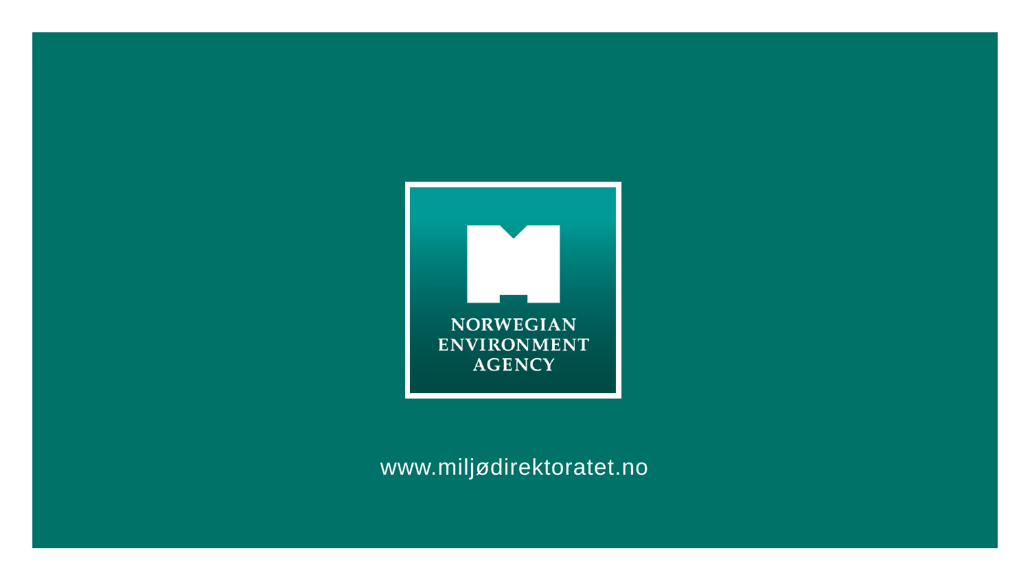NORWEGIAN
ENVIRONMENT
AGENCY

www.miljødirektoratet.no